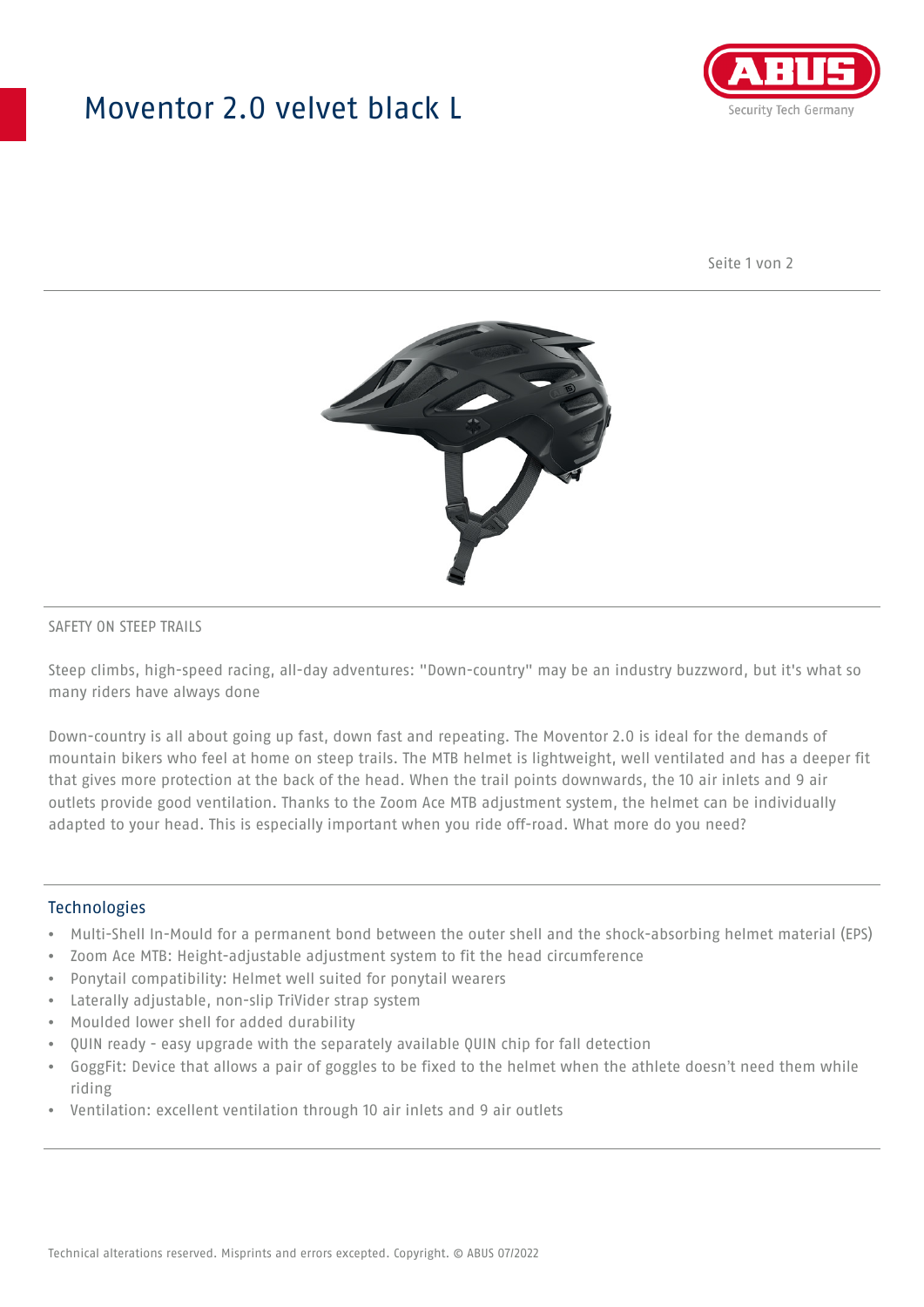# Moventor 2.0 velvet black L

SAFETY ON STEEP TRAILS

Steep climbs, high-speed racing, all-day adventures: "Down-country" may be an industry buzzword, but it's what so many riders have always done

Down-country is all about going up fast, down fast and repeating. The Moventor 2.0 is ideal for the demands of mountain bikers who feel at home on steep trails. The MTB helmet is lightweight, well ventilated and has a deeper fit that gives more protection at the back of the head. When the trail points downwards, the 10 air inlets and 9 air outlets provide good ventilation. Thanks to the Zoom Ace MTB adjustment system, the helmet can be individually adapted to your head. This is especially important when you ride off-road. What more do you need?

## Technologies

- Multi-Shell In-Mould for a permanent bond between the outer shell and the shock-absorbing helmet material (EPS)
- Zoom Ace MTB: Height-adjustable adjustment system to fit the head circumference
- Ponytail compatibility: Helmet well suited for ponytail wearers
- Laterally adjustable, non-slip TriVider strap system
- Moulded lower shell for added durability
- QUIN ready - easy upgrade with the separately available QUIN chip for fall detection
- GoggFit: Device that allows a pair of goggles to be fixed to the helmet when the athlete doesn't need them while riding
- Ventilation: excellent ventilation through 10 air inlets and 9 air outlets

Technical alterations reserved. Misprints and errors excepted. Copyright. © ABUS 07/2022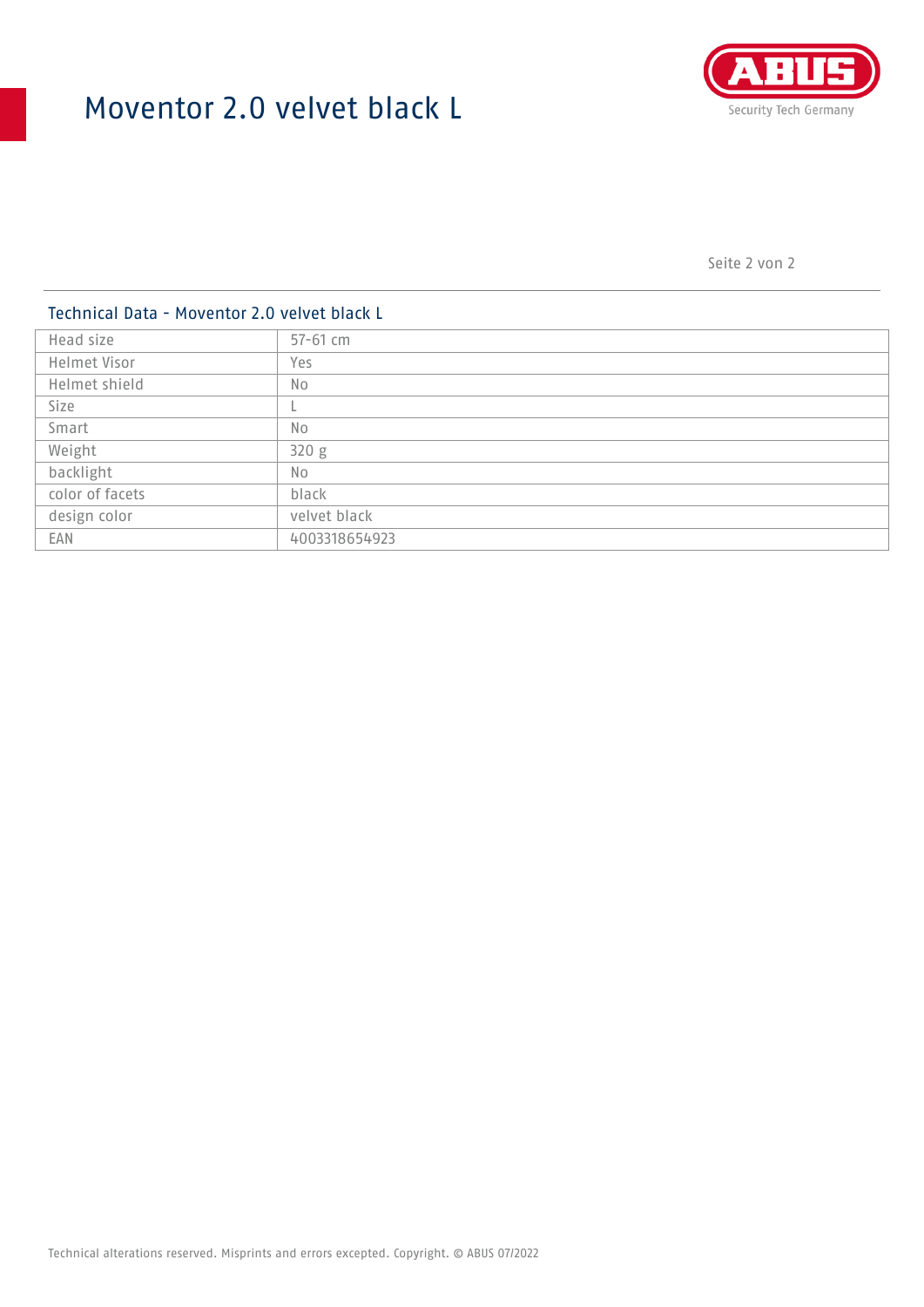# Moventor 2.0 velvet black L

## Technical Data - Moventor 2.0 velvet black L

| | |
|---|---|
| Head size | 57-61 cm |
| Helmet Visor | Yes |
| Helmet shield | No |
| Size | L |
| Smart | No |
| Weight | 320 g |
| backlight | No |
| color of facets | black |
| design color | velvet black |
| EAN | 4003318654923 |

Technical alterations reserved. Misprints and errors excepted. Copyright. © ABUS 07/2022